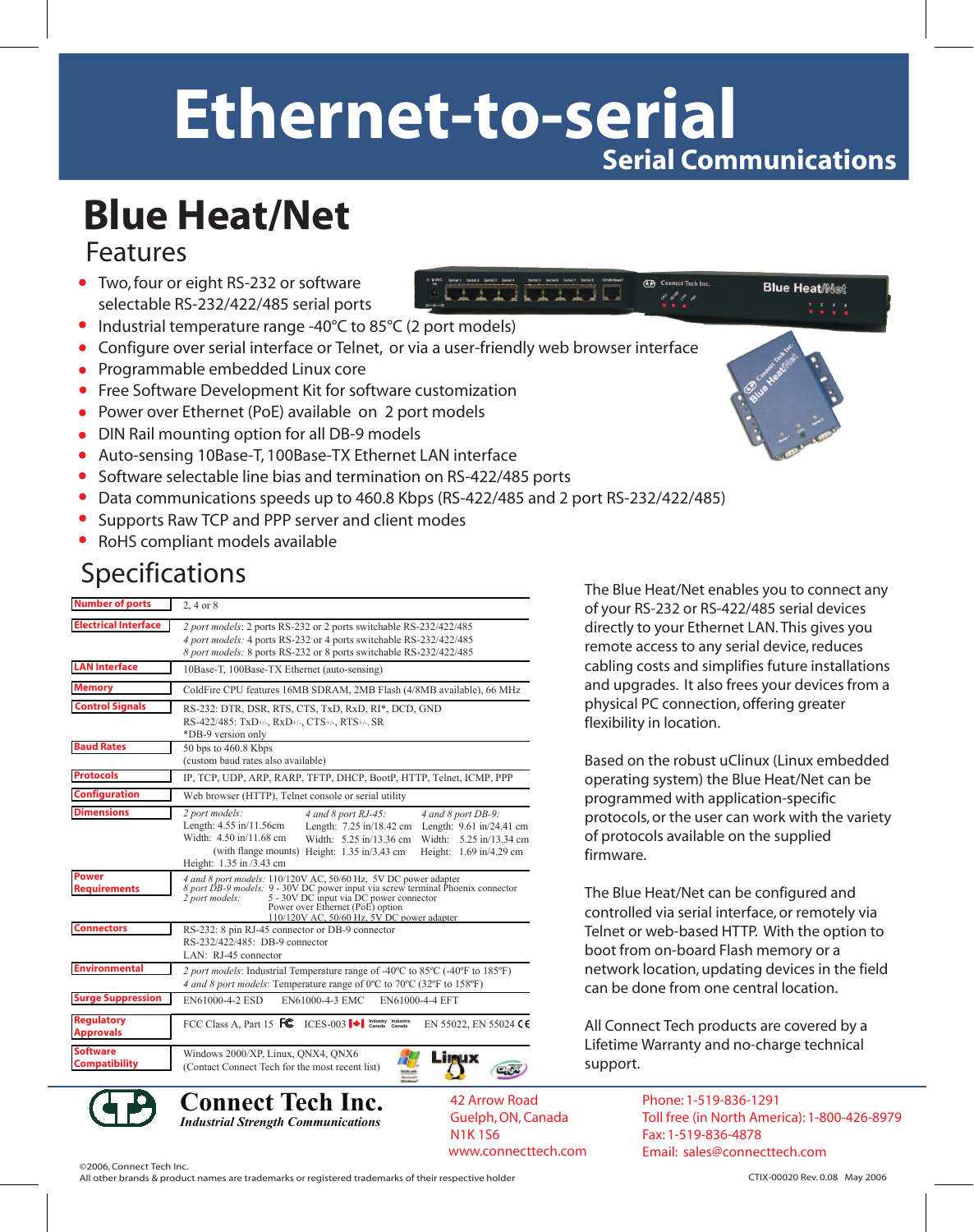# Ethernet-to-serial

**Serial Communications**

## Blue Heat/Net

### Features

- Two, four or eight RS-232 or software selectable RS-232/422/485 serial ports
- Industrial temperature range -40°C to 85°C (2 port models)
- Configure over serial interface or Telnet, or via a user-friendly web browser interface
- Programmable embedded Linux core
- Free Software Development Kit for software customization
- Power over Ethernet (PoE) available on 2 port models
- DIN Rail mounting option for all DB-9 models
- Auto-sensing 10Base-T, 100Base-TX Ethernet LAN interface
- Software selectable line bias and termination on RS-422/485 ports
- Data communications speeds up to 460.8 Kbps (RS-422/485 and 2 port RS-232/422/485)
- Supports Raw TCP and PPP server and client modes
- RoHS compliant models available

### Specifications

| | |
|---|---|
| **Number of ports** | 2, 4 or 8 |
| **Electrical Interface** | *2 port models*: 2 ports RS-232 or 2 ports switchable RS-232/422/485<br>*4 port models*: 4 ports RS-232 or 4 ports switchable RS-232/422/485<br>*8 port models*: 8 ports RS-232 or 8 ports switchable RS-232/422/485 |
| **LAN Interface** | 10Base-T, 100Base-TX Ethernet (auto-sensing) |
| **Memory** | ColdFire CPU features 16MB SDRAM, 2MB Flash (4/8MB available), 66 MHz |
| **Control Signals** | RS-232: DTR, DSR, RTS, CTS, TxD, RxD, RI*, DCD, GND<br>RS-422/485: TxD+/-, RxD+/-, CTS+/-, RTS+/-, SR<br>*DB-9 version only |
| **Baud Rates** | 50 bps to 460.8 Kbps<br>(custom baud rates also available) |
| **Protocols** | IP, TCP, UDP, ARP, RARP, TFTP, DHCP, BootP, HTTP, Telnet, ICMP, PPP |
| **Configuration** | Web browser (HTTP), Telnet console or serial utility |
| **Dimensions** | *2 port models:* Length: 4.55 in/11.56cm, Width: 4.50 in/11.68 cm (with flange mounts), Height: 1.35 in /3.43 cm<br>*4 and 8 port RJ-45:* Length: 7.25 in/18.42 cm, Width: 5.25 in/13.36 cm, Height: 1.35 in/3.43 cm<br>*4 and 8 port DB-9:* Length: 9.61 in/24.41 cm, Width: 5.25 in/13.34 cm, Height: 1.69 in/4.29 cm |
| **Power Requirements** | *4 and 8 port models:* 110/120V AC, 50/60 Hz, 5V DC power adapter<br>*8 port DB-9 models:* 9 - 30V DC power input via screw terminal Phoenix connector<br>*2 port models:* 5 - 30V DC input via DC power connector; Power over Ethernet (PoE) option; 110/120V AC, 50/60 Hz, 5V DC power adapter |
| **Connectors** | RS-232: 8 pin RJ-45 connector or DB-9 connector<br>RS-232/422/485: DB-9 connector<br>LAN: RJ-45 connector |
| **Environmental** | *2 port models*: Industrial Temperature range of -40ºC to 85ºC (-40ºF to 185ºF)<br>*4 and 8 port models*: Temperature range of 0ºC to 70ºC (32ºF to 158ºF) |
| **Surge Suppression** | EN61000-4-2 ESD EN61000-4-3 EMC EN61000-4-4 EFT |
| **Regulatory Approvals** | FCC Class A, Part 15 FC ICES-003 Industry Canada EN 55022, EN 55024 CE |
| **Software Compatibility** | Windows 2000/XP, Linux, QNX4, QNX6<br>(Contact Connect Tech for the most recent list) |

The Blue Heat/Net enables you to connect any of your RS-232 or RS-422/485 serial devices directly to your Ethernet LAN. This gives you remote access to any serial device, reduces cabling costs and simplifies future installations and upgrades. It also frees your devices from a physical PC connection, offering greater flexibility in location.

Based on the robust uClinux (Linux embedded operating system) the Blue Heat/Net can be programmed with application-specific protocols, or the user can work with the variety of protocols available on the supplied firmware.

The Blue Heat/Net can be configured and controlled via serial interface, or remotely via Telnet or web-based HTTP. With the option to boot from on-board Flash memory or a network location, updating devices in the field can be done from one central location.

All Connect Tech products are covered by a Lifetime Warranty and no-charge technical support.

**Connect Tech Inc.**
*Industrial Strength Communications*

42 Arrow Road
Guelph, ON, Canada
N1K 1S6
www.connecttech.com

Phone: 1-519-836-1291
Toll free (in North America): 1-800-426-8979
Fax: 1-519-836-4878
Email: sales@connecttech.com

©2006, Connect Tech Inc.
All other brands & product names are trademarks or registered trademarks of their respective holder

CTIX-00020 Rev. 0.08 May 2006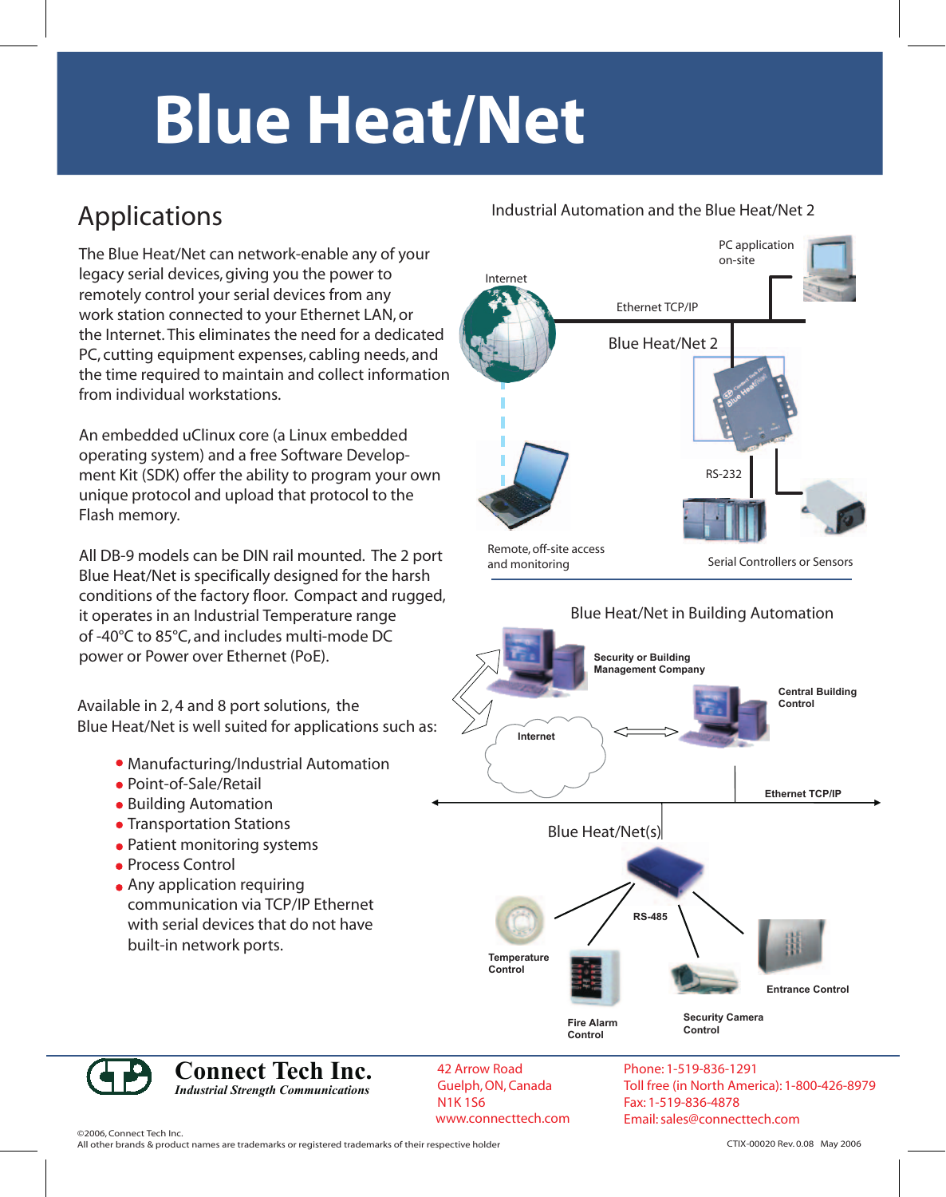# Blue Heat/Net

## Applications

The Blue Heat/Net can network-enable any of your legacy serial devices, giving you the power to remotely control your serial devices from any work station connected to your Ethernet LAN, or the Internet. This eliminates the need for a dedicated PC, cutting equipment expenses, cabling needs, and the time required to maintain and collect information from individual workstations.

An embedded uClinux core (a Linux embedded operating system) and a free Software Development Kit (SDK) offer the ability to program your own unique protocol and upload that protocol to the Flash memory.

All DB-9 models can be DIN rail mounted. The 2 port Blue Heat/Net is specifically designed for the harsh conditions of the factory floor. Compact and rugged, it operates in an Industrial Temperature range of -40°C to 85°C, and includes multi-mode DC power or Power over Ethernet (PoE).

Available in 2, 4 and 8 port solutions, the Blue Heat/Net is well suited for applications such as:

- Manufacturing/Industrial Automation
- Point-of-Sale/Retail
- Building Automation
- Transportation Stations
- Patient monitoring systems
- Process Control
- Any application requiring communication via TCP/IP Ethernet with serial devices that do not have built-in network ports.

### Industrial Automation and the Blue Heat/Net 2

PC application on-site

Internet

Ethernet TCP/IP

Blue Heat/Net 2

RS-232

Remote, off-site access and monitoring

Serial Controllers or Sensors

### Blue Heat/Net in Building Automation

Security or Building Management Company

Central Building Control

Internet

Ethernet TCP/IP

Blue Heat/Net(s)

RS-485

Temperature Control

Fire Alarm Control

Security Camera Control

Entrance Control

**Connect Tech Inc.**
*Industrial Strength Communications*

42 Arrow Road
Guelph, ON, Canada
N1K 1S6
www.connecttech.com

Phone: 1-519-836-1291
Toll free (in North America): 1-800-426-8979
Fax: 1-519-836-4878
Email: sales@connecttech.com

©2006, Connect Tech Inc.
All other brands & product names are trademarks or registered trademarks of their respective holder

CTIX-00020 Rev. 0.08 May 2006